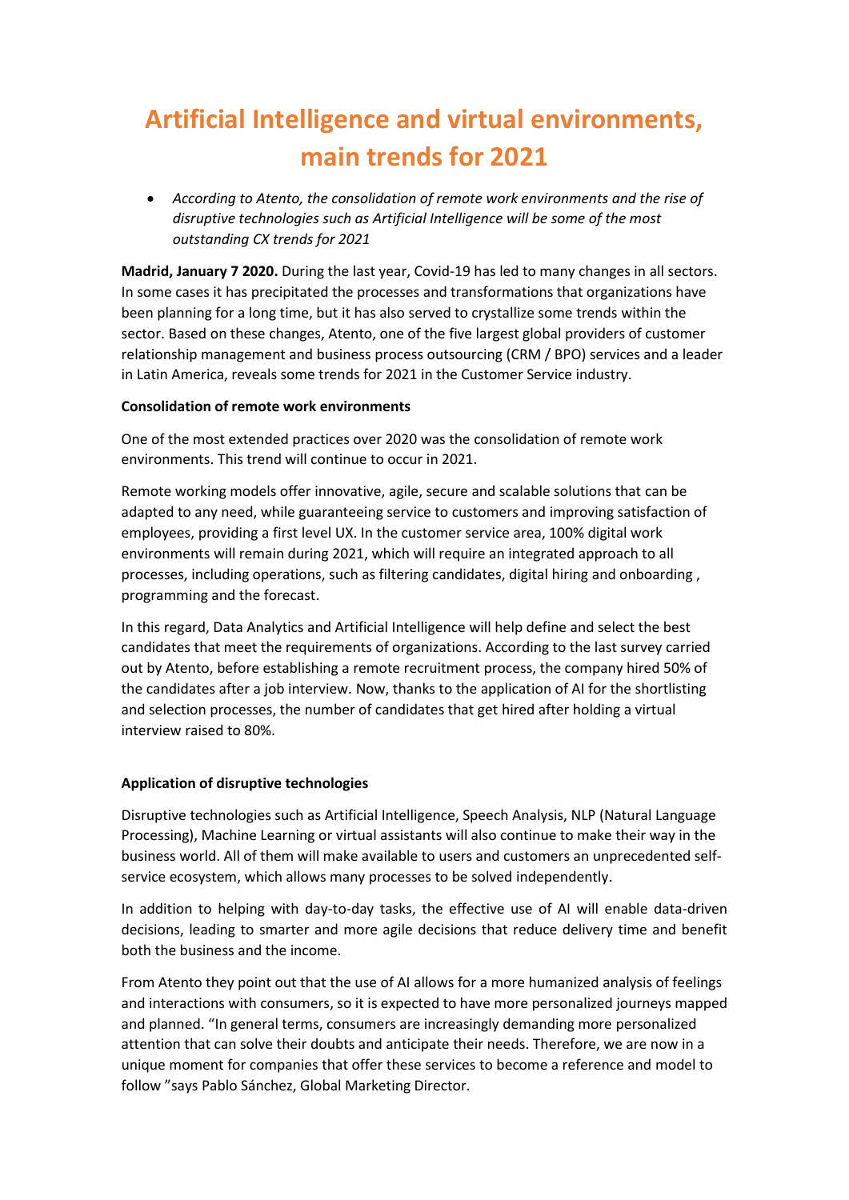# Artificial Intelligence and virtual environments, main trends for 2021

- *According to Atento, the consolidation of remote work environments and the rise of disruptive technologies such as Artificial Intelligence will be some of the most outstanding CX trends for 2021*

**Madrid, January 7 2020.** During the last year, Covid-19 has led to many changes in all sectors. In some cases it has precipitated the processes and transformations that organizations have been planning for a long time, but it has also served to crystallize some trends within the sector. Based on these changes, Atento, one of the five largest global providers of customer relationship management and business process outsourcing (CRM / BPO) services and a leader in Latin America, reveals some trends for 2021 in the Customer Service industry.

**Consolidation of remote work environments**

One of the most extended practices over 2020 was the consolidation of remote work environments. This trend will continue to occur in 2021.

Remote working models offer innovative, agile, secure and scalable solutions that can be adapted to any need, while guaranteeing service to customers and improving satisfaction of employees, providing a first level UX. In the customer service area, 100% digital work environments will remain during 2021, which will require an integrated approach to all processes, including operations, such as filtering candidates, digital hiring and onboarding , programming and the forecast.

In this regard, Data Analytics and Artificial Intelligence will help define and select the best candidates that meet the requirements of organizations. According to the last survey carried out by Atento, before establishing a remote recruitment process, the company hired 50% of the candidates after a job interview. Now, thanks to the application of AI for the shortlisting and selection processes, the number of candidates that get hired after holding a virtual interview raised to 80%.

**Application of disruptive technologies**

Disruptive technologies such as Artificial Intelligence, Speech Analysis, NLP (Natural Language Processing), Machine Learning or virtual assistants will also continue to make their way in the business world. All of them will make available to users and customers an unprecedented self-service ecosystem, which allows many processes to be solved independently.

In addition to helping with day-to-day tasks, the effective use of AI will enable data-driven decisions, leading to smarter and more agile decisions that reduce delivery time and benefit both the business and the income.

From Atento they point out that the use of AI allows for a more humanized analysis of feelings and interactions with consumers, so it is expected to have more personalized journeys mapped and planned. "In general terms, consumers are increasingly demanding more personalized attention that can solve their doubts and anticipate their needs. Therefore, we are now in a unique moment for companies that offer these services to become a reference and model to follow "says Pablo Sánchez, Global Marketing Director.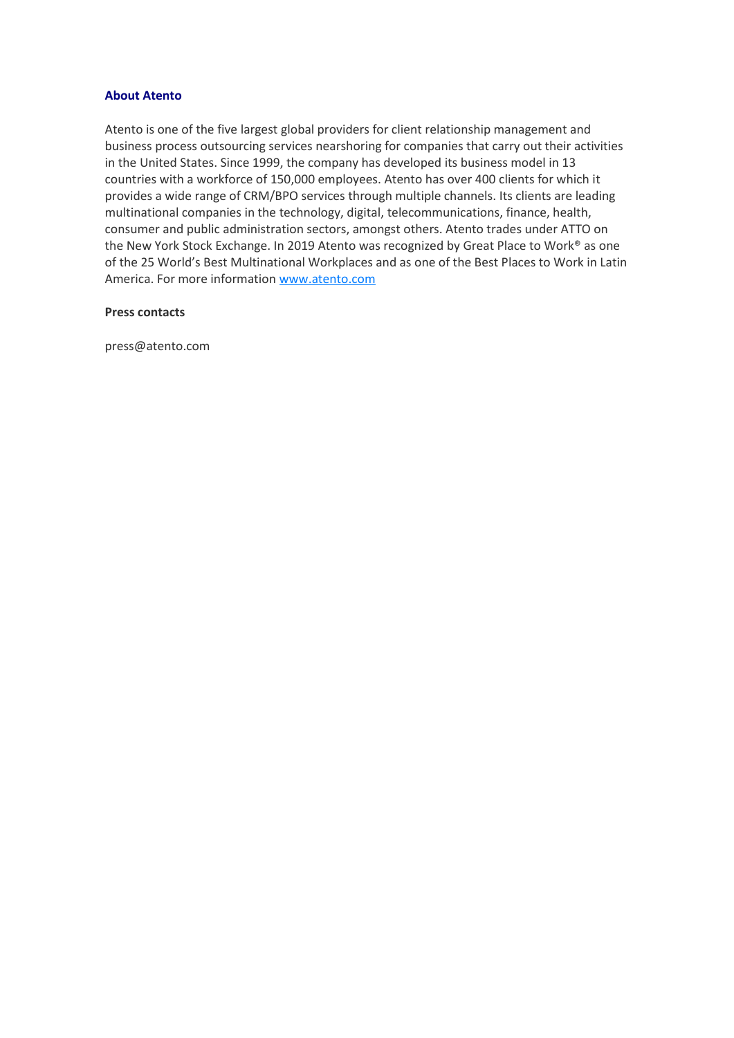**About Atento**

Atento is one of the five largest global providers for client relationship management and business process outsourcing services nearshoring for companies that carry out their activities in the United States. Since 1999, the company has developed its business model in 13 countries with a workforce of 150,000 employees. Atento has over 400 clients for which it provides a wide range of CRM/BPO services through multiple channels. Its clients are leading multinational companies in the technology, digital, telecommunications, finance, health, consumer and public administration sectors, amongst others. Atento trades under ATTO on the New York Stock Exchange. In 2019 Atento was recognized by Great Place to Work® as one of the 25 World's Best Multinational Workplaces and as one of the Best Places to Work in Latin America. For more information [www.atento.com](http://www.atento.com)

**Press contacts**

press@atento.com